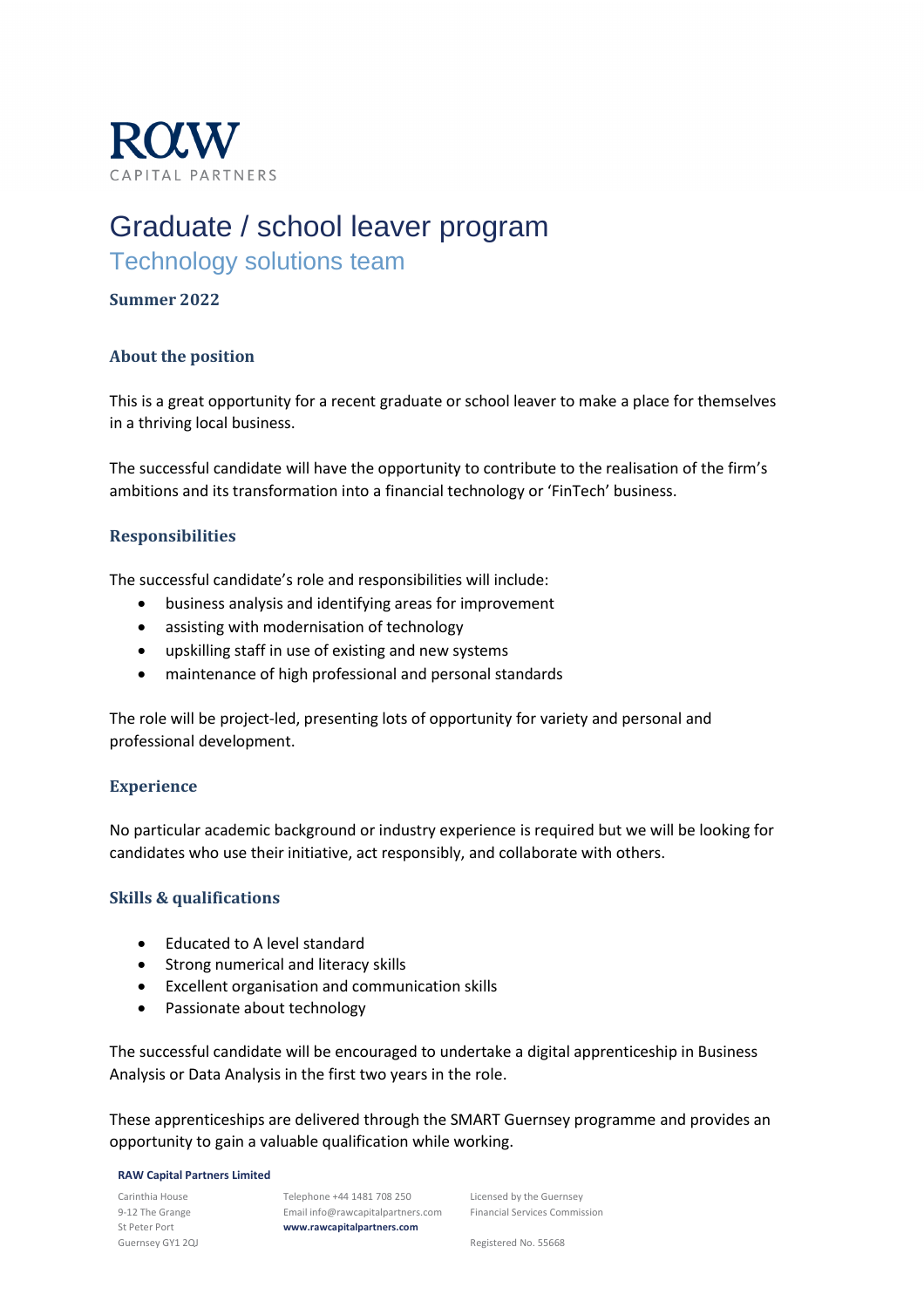RAW
CAPITAL PARTNERS

# Graduate / school leaver program

## Technology solutions team

**Summer 2022**

### About the position

This is a great opportunity for a recent graduate or school leaver to make a place for themselves in a thriving local business.

The successful candidate will have the opportunity to contribute to the realisation of the firm's ambitions and its transformation into a financial technology or 'FinTech' business.

### Responsibilities

The successful candidate's role and responsibilities will include:

- business analysis and identifying areas for improvement
- assisting with modernisation of technology
- upskilling staff in use of existing and new systems
- maintenance of high professional and personal standards

The role will be project-led, presenting lots of opportunity for variety and personal and professional development.

### Experience

No particular academic background or industry experience is required but we will be looking for candidates who use their initiative, act responsibly, and collaborate with others.

### Skills & qualifications

- Educated to A level standard
- Strong numerical and literacy skills
- Excellent organisation and communication skills
- Passionate about technology

The successful candidate will be encouraged to undertake a digital apprenticeship in Business Analysis or Data Analysis in the first two years in the role.

These apprenticeships are delivered through the SMART Guernsey programme and provides an opportunity to gain a valuable qualification while working.

**RAW Capital Partners Limited**

Carinthia House
9-12 The Grange
St Peter Port
Guernsey GY1 2QJ

Telephone +44 1481 708 250
Email info@rawcapitalpartners.com
**www.rawcapitalpartners.com**

Licensed by the Guernsey Financial Services Commission

Registered No. 55668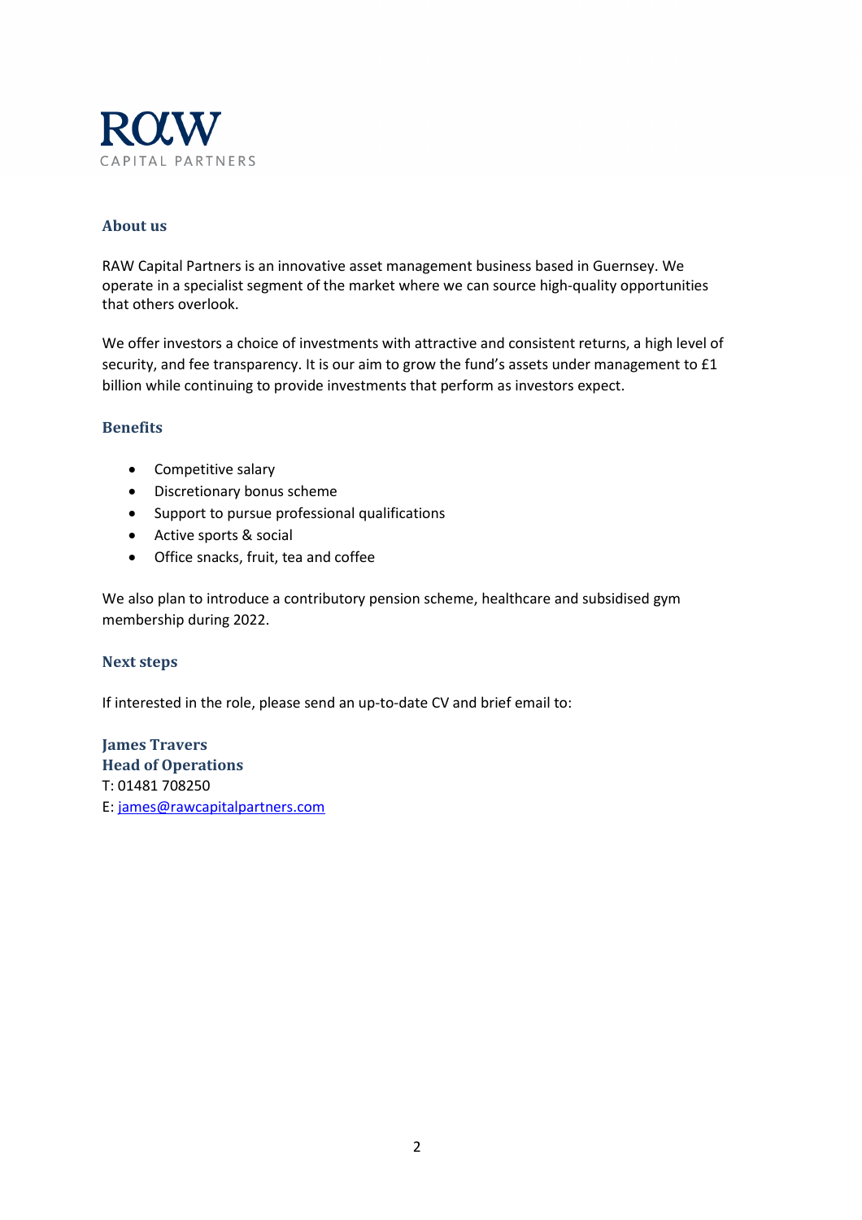RAW
CAPITAL PARTNERS

## About us

RAW Capital Partners is an innovative asset management business based in Guernsey. We operate in a specialist segment of the market where we can source high-quality opportunities that others overlook.

We offer investors a choice of investments with attractive and consistent returns, a high level of security, and fee transparency. It is our aim to grow the fund's assets under management to £1 billion while continuing to provide investments that perform as investors expect.

## Benefits

- Competitive salary
- Discretionary bonus scheme
- Support to pursue professional qualifications
- Active sports & social
- Office snacks, fruit, tea and coffee

We also plan to introduce a contributory pension scheme, healthcare and subsidised gym membership during 2022.

## Next steps

If interested in the role, please send an up-to-date CV and brief email to:

**James Travers**
**Head of Operations**
T: 01481 708250
E: james@rawcapitalpartners.com